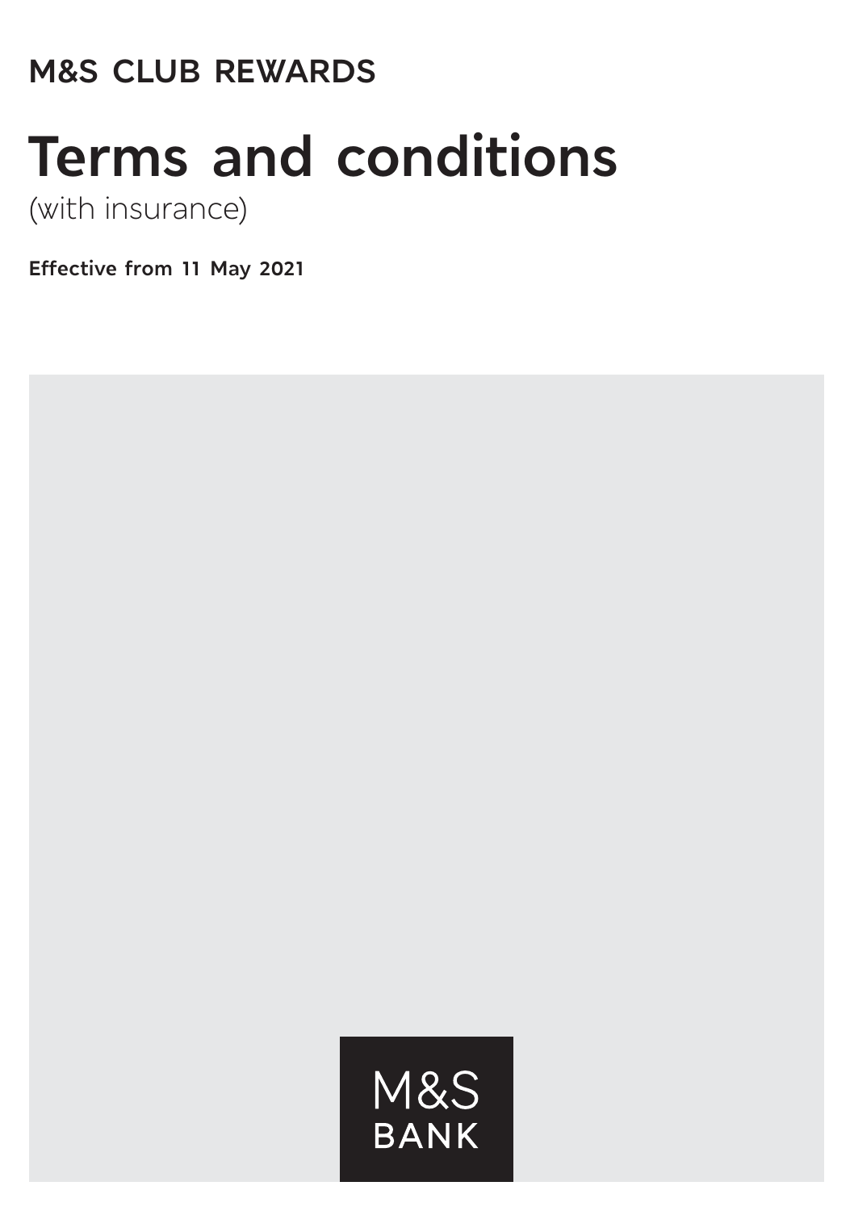M&S CLUB REWARDS

# Terms and conditions

(with insurance)

**Effective from 11 May 2021**

M&S BANK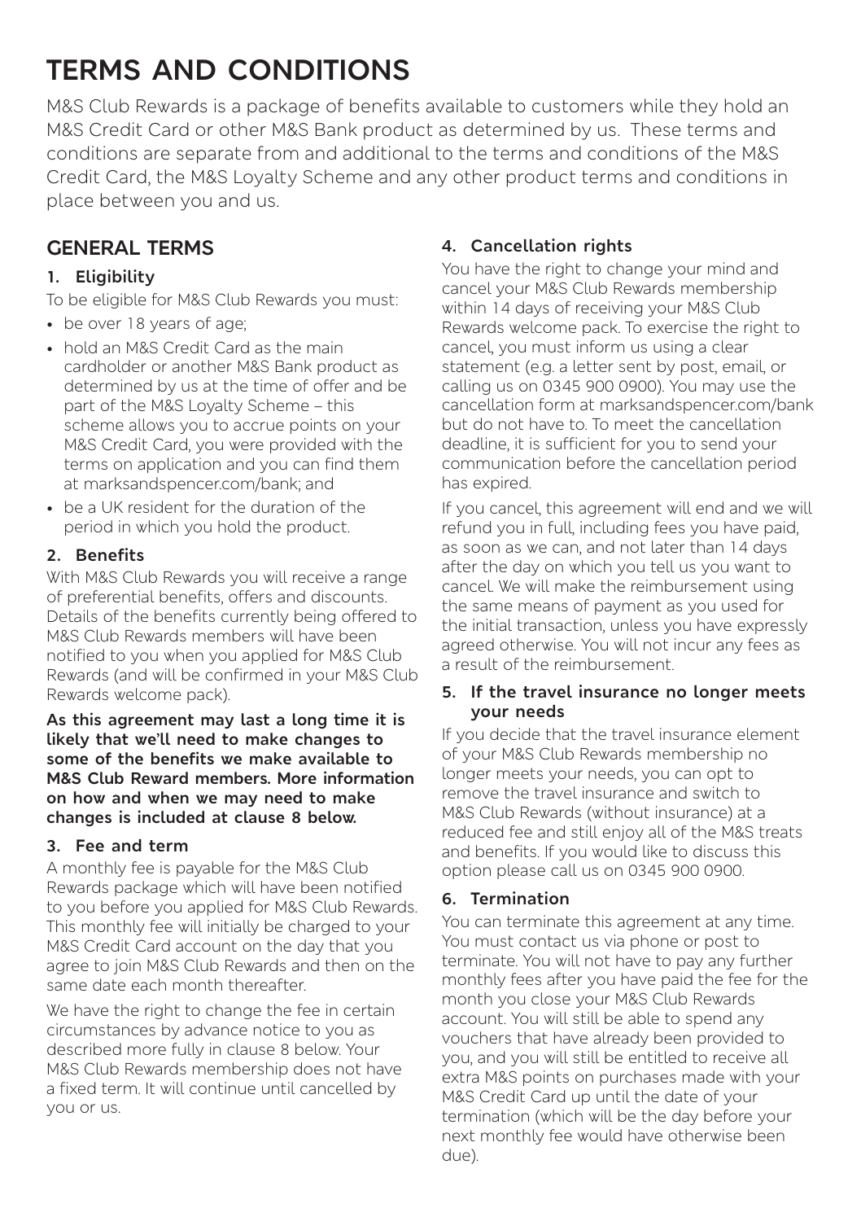# TERMS AND CONDITIONS

M&S Club Rewards is a package of benefits available to customers while they hold an M&S Credit Card or other M&S Bank product as determined by us. These terms and conditions are separate from and additional to the terms and conditions of the M&S Credit Card, the M&S Loyalty Scheme and any other product terms and conditions in place between you and us.

## GENERAL TERMS

### 1. Eligibility

To be eligible for M&S Club Rewards you must:

- be over 18 years of age;
- hold an M&S Credit Card as the main cardholder or another M&S Bank product as determined by us at the time of offer and be part of the M&S Loyalty Scheme – this scheme allows you to accrue points on your M&S Credit Card, you were provided with the terms on application and you can find them at marksandspencer.com/bank; and
- be a UK resident for the duration of the period in which you hold the product.

### 2. Benefits

With M&S Club Rewards you will receive a range of preferential benefits, offers and discounts. Details of the benefits currently being offered to M&S Club Rewards members will have been notified to you when you applied for M&S Club Rewards (and will be confirmed in your M&S Club Rewards welcome pack).

**As this agreement may last a long time it is likely that we'll need to make changes to some of the benefits we make available to M&S Club Reward members. More information on how and when we may need to make changes is included at clause 8 below.**

### 3. Fee and term

A monthly fee is payable for the M&S Club Rewards package which will have been notified to you before you applied for M&S Club Rewards. This monthly fee will initially be charged to your M&S Credit Card account on the day that you agree to join M&S Club Rewards and then on the same date each month thereafter.

We have the right to change the fee in certain circumstances by advance notice to you as described more fully in clause 8 below. Your M&S Club Rewards membership does not have a fixed term. It will continue until cancelled by you or us.

### 4. Cancellation rights

You have the right to change your mind and cancel your M&S Club Rewards membership within 14 days of receiving your M&S Club Rewards welcome pack. To exercise the right to cancel, you must inform us using a clear statement (e.g. a letter sent by post, email, or calling us on 0345 900 0900). You may use the cancellation form at marksandspencer.com/bank but do not have to. To meet the cancellation deadline, it is sufficient for you to send your communication before the cancellation period has expired.

If you cancel, this agreement will end and we will refund you in full, including fees you have paid, as soon as we can, and not later than 14 days after the day on which you tell us you want to cancel. We will make the reimbursement using the same means of payment as you used for the initial transaction, unless you have expressly agreed otherwise. You will not incur any fees as a result of the reimbursement.

### 5. If the travel insurance no longer meets your needs

If you decide that the travel insurance element of your M&S Club Rewards membership no longer meets your needs, you can opt to remove the travel insurance and switch to M&S Club Rewards (without insurance) at a reduced fee and still enjoy all of the M&S treats and benefits. If you would like to discuss this option please call us on 0345 900 0900.

### 6. Termination

You can terminate this agreement at any time. You must contact us via phone or post to terminate. You will not have to pay any further monthly fees after you have paid the fee for the month you close your M&S Club Rewards account. You will still be able to spend any vouchers that have already been provided to you, and you will still be entitled to receive all extra M&S points on purchases made with your M&S Credit Card up until the date of your termination (which will be the day before your next monthly fee would have otherwise been due).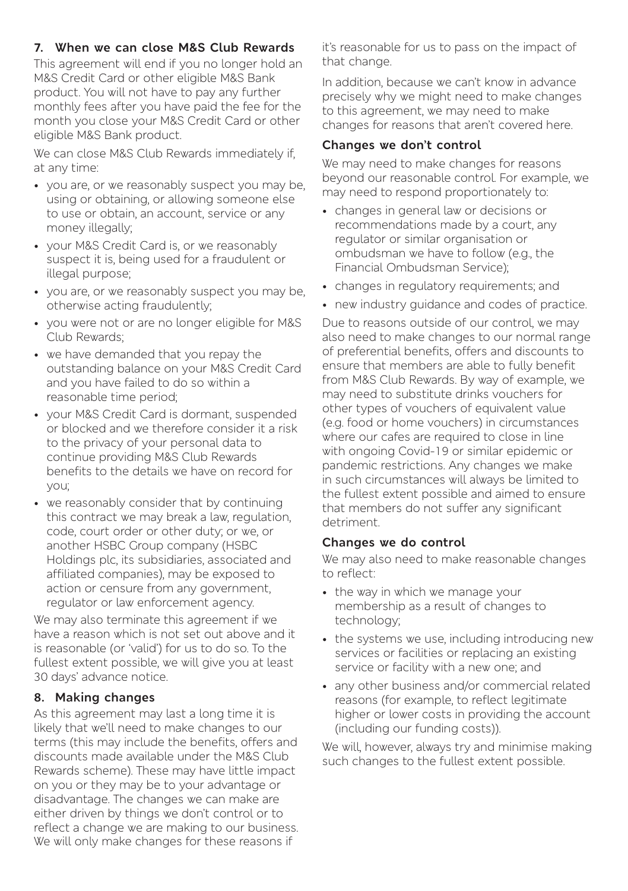## 7. When we can close M&S Club Rewards

This agreement will end if you no longer hold an M&S Credit Card or other eligible M&S Bank product. You will not have to pay any further monthly fees after you have paid the fee for the month you close your M&S Credit Card or other eligible M&S Bank product.

We can close M&S Club Rewards immediately if, at any time:

- you are, or we reasonably suspect you may be, using or obtaining, or allowing someone else to use or obtain, an account, service or any money illegally;
- your M&S Credit Card is, or we reasonably suspect it is, being used for a fraudulent or illegal purpose;
- you are, or we reasonably suspect you may be, otherwise acting fraudulently;
- you were not or are no longer eligible for M&S Club Rewards;
- we have demanded that you repay the outstanding balance on your M&S Credit Card and you have failed to do so within a reasonable time period;
- your M&S Credit Card is dormant, suspended or blocked and we therefore consider it a risk to the privacy of your personal data to continue providing M&S Club Rewards benefits to the details we have on record for you;
- we reasonably consider that by continuing this contract we may break a law, regulation, code, court order or other duty; or we, or another HSBC Group company (HSBC Holdings plc, its subsidiaries, associated and affiliated companies), may be exposed to action or censure from any government, regulator or law enforcement agency.

We may also terminate this agreement if we have a reason which is not set out above and it is reasonable (or 'valid') for us to do so. To the fullest extent possible, we will give you at least 30 days' advance notice.

## 8. Making changes

As this agreement may last a long time it is likely that we'll need to make changes to our terms (this may include the benefits, offers and discounts made available under the M&S Club Rewards scheme). These may have little impact on you or they may be to your advantage or disadvantage. The changes we can make are either driven by things we don't control or to reflect a change we are making to our business. We will only make changes for these reasons if it's reasonable for us to pass on the impact of that change.

In addition, because we can't know in advance precisely why we might need to make changes to this agreement, we may need to make changes for reasons that aren't covered here.

### Changes we don't control

We may need to make changes for reasons beyond our reasonable control. For example, we may need to respond proportionately to:

- changes in general law or decisions or recommendations made by a court, any regulator or similar organisation or ombudsman we have to follow (e.g., the Financial Ombudsman Service);
- changes in regulatory requirements; and
- new industry guidance and codes of practice.

Due to reasons outside of our control, we may also need to make changes to our normal range of preferential benefits, offers and discounts to ensure that members are able to fully benefit from M&S Club Rewards. By way of example, we may need to substitute drinks vouchers for other types of vouchers of equivalent value (e.g. food or home vouchers) in circumstances where our cafes are required to close in line with ongoing Covid-19 or similar epidemic or pandemic restrictions. Any changes we make in such circumstances will always be limited to the fullest extent possible and aimed to ensure that members do not suffer any significant detriment.

### Changes we do control

We may also need to make reasonable changes to reflect:

- the way in which we manage your membership as a result of changes to technology;
- the systems we use, including introducing new services or facilities or replacing an existing service or facility with a new one; and
- any other business and/or commercial related reasons (for example, to reflect legitimate higher or lower costs in providing the account (including our funding costs)).

We will, however, always try and minimise making such changes to the fullest extent possible.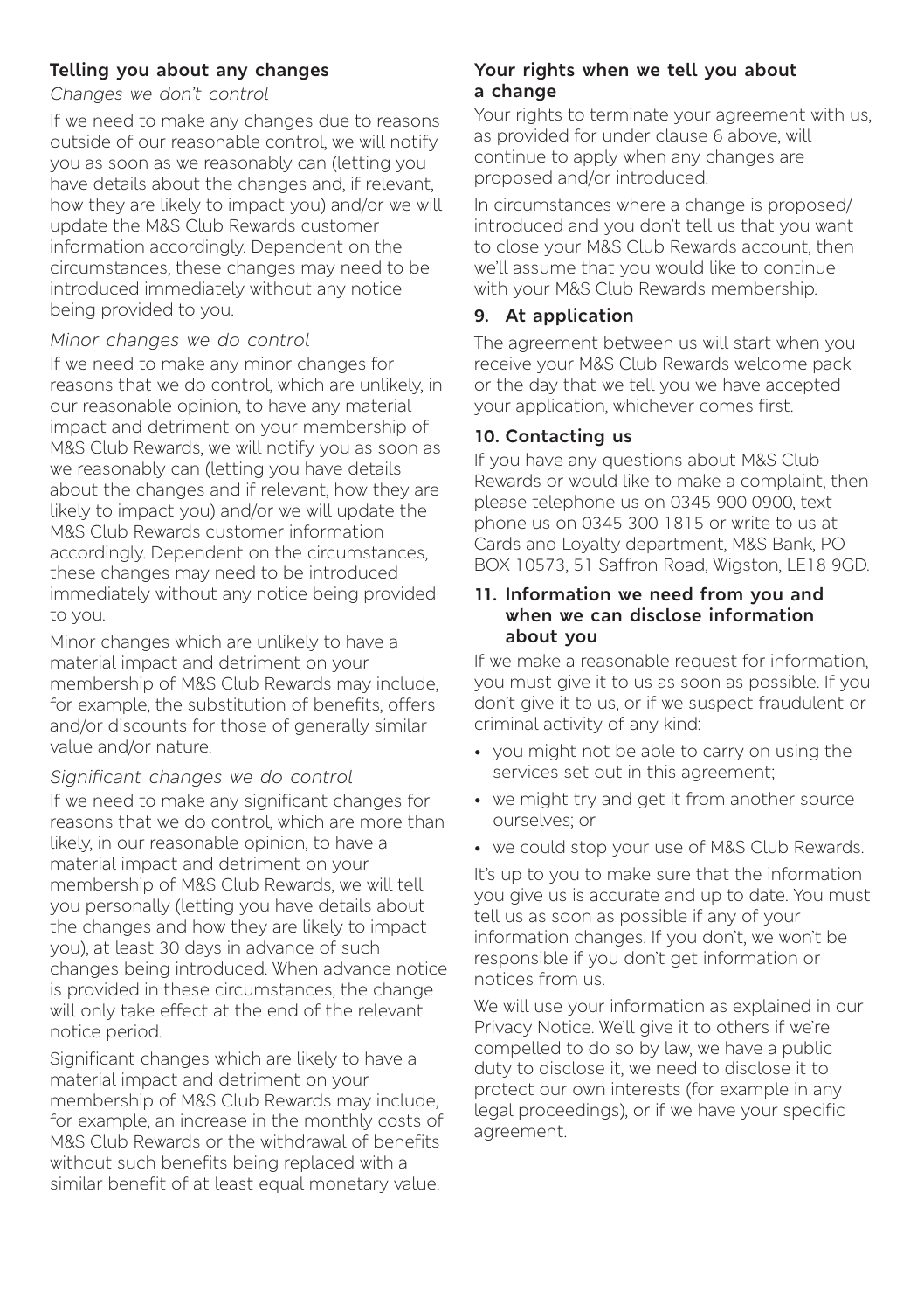### Telling you about any changes

*Changes we don't control*

If we need to make any changes due to reasons outside of our reasonable control, we will notify you as soon as we reasonably can (letting you have details about the changes and, if relevant, how they are likely to impact you) and/or we will update the M&S Club Rewards customer information accordingly. Dependent on the circumstances, these changes may need to be introduced immediately without any notice being provided to you.

*Minor changes we do control*

If we need to make any minor changes for reasons that we do control, which are unlikely, in our reasonable opinion, to have any material impact and detriment on your membership of M&S Club Rewards, we will notify you as soon as we reasonably can (letting you have details about the changes and if relevant, how they are likely to impact you) and/or we will update the M&S Club Rewards customer information accordingly. Dependent on the circumstances, these changes may need to be introduced immediately without any notice being provided to you.

Minor changes which are unlikely to have a material impact and detriment on your membership of M&S Club Rewards may include, for example, the substitution of benefits, offers and/or discounts for those of generally similar value and/or nature.

*Significant changes we do control*

If we need to make any significant changes for reasons that we do control, which are more than likely, in our reasonable opinion, to have a material impact and detriment on your membership of M&S Club Rewards, we will tell you personally (letting you have details about the changes and how they are likely to impact you), at least 30 days in advance of such changes being introduced. When advance notice is provided in these circumstances, the change will only take effect at the end of the relevant notice period.

Significant changes which are likely to have a material impact and detriment on your membership of M&S Club Rewards may include, for example, an increase in the monthly costs of M&S Club Rewards or the withdrawal of benefits without such benefits being replaced with a similar benefit of at least equal monetary value.

### Your rights when we tell you about a change

Your rights to terminate your agreement with us, as provided for under clause 6 above, will continue to apply when any changes are proposed and/or introduced.

In circumstances where a change is proposed/introduced and you don't tell us that you want to close your M&S Club Rewards account, then we'll assume that you would like to continue with your M&S Club Rewards membership.

### 9. At application

The agreement between us will start when you receive your M&S Club Rewards welcome pack or the day that we tell you we have accepted your application, whichever comes first.

### 10. Contacting us

If you have any questions about M&S Club Rewards or would like to make a complaint, then please telephone us on 0345 900 0900, text phone us on 0345 300 1815 or write to us at Cards and Loyalty department, M&S Bank, PO BOX 10573, 51 Saffron Road, Wigston, LE18 9GD.

### 11. Information we need from you and when we can disclose information about you

If we make a reasonable request for information, you must give it to us as soon as possible. If you don't give it to us, or if we suspect fraudulent or criminal activity of any kind:

- you might not be able to carry on using the services set out in this agreement;
- we might try and get it from another source ourselves; or
- we could stop your use of M&S Club Rewards.

It's up to you to make sure that the information you give us is accurate and up to date. You must tell us as soon as possible if any of your information changes. If you don't, we won't be responsible if you don't get information or notices from us.

We will use your information as explained in our Privacy Notice. We'll give it to others if we're compelled to do so by law, we have a public duty to disclose it, we need to disclose it to protect our own interests (for example in any legal proceedings), or if we have your specific agreement.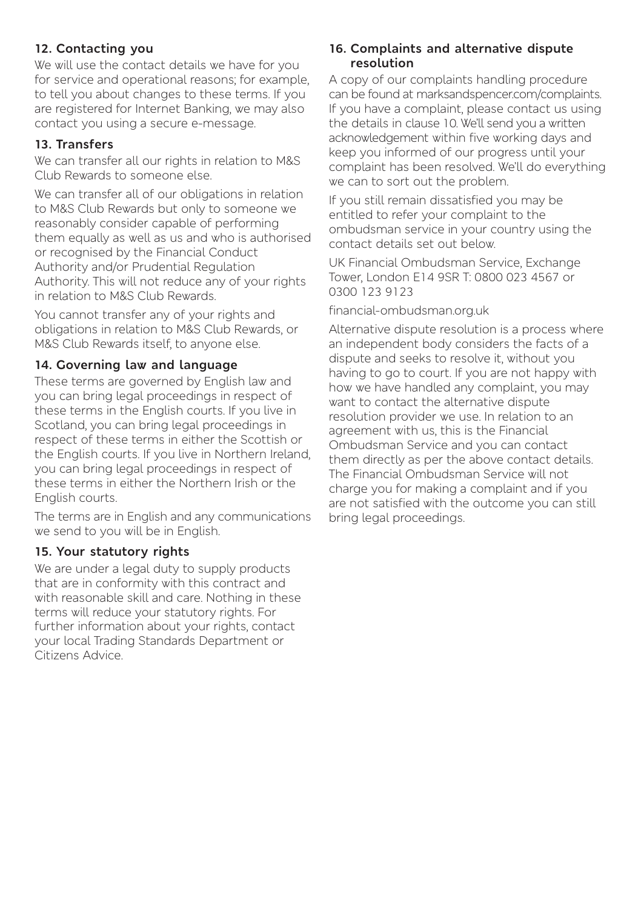### 12. Contacting you

We will use the contact details we have for you for service and operational reasons; for example, to tell you about changes to these terms. If you are registered for Internet Banking, we may also contact you using a secure e-message.

### 13. Transfers

We can transfer all our rights in relation to M&S Club Rewards to someone else.

We can transfer all of our obligations in relation to M&S Club Rewards but only to someone we reasonably consider capable of performing them equally as well as us and who is authorised or recognised by the Financial Conduct Authority and/or Prudential Regulation Authority. This will not reduce any of your rights in relation to M&S Club Rewards.

You cannot transfer any of your rights and obligations in relation to M&S Club Rewards, or M&S Club Rewards itself, to anyone else.

### 14. Governing law and language

These terms are governed by English law and you can bring legal proceedings in respect of these terms in the English courts. If you live in Scotland, you can bring legal proceedings in respect of these terms in either the Scottish or the English courts. If you live in Northern Ireland, you can bring legal proceedings in respect of these terms in either the Northern Irish or the English courts.

The terms are in English and any communications we send to you will be in English.

### 15. Your statutory rights

We are under a legal duty to supply products that are in conformity with this contract and with reasonable skill and care. Nothing in these terms will reduce your statutory rights. For further information about your rights, contact your local Trading Standards Department or Citizens Advice.

### 16. Complaints and alternative dispute resolution

A copy of our complaints handling procedure can be found at marksandspencer.com/complaints. If you have a complaint, please contact us using the details in clause 10. We'll send you a written acknowledgement within five working days and keep you informed of our progress until your complaint has been resolved. We'll do everything we can to sort out the problem.

If you still remain dissatisfied you may be entitled to refer your complaint to the ombudsman service in your country using the contact details set out below.

UK Financial Ombudsman Service, Exchange Tower, London E14 9SR T: 0800 023 4567 or 0300 123 9123

financial-ombudsman.org.uk

Alternative dispute resolution is a process where an independent body considers the facts of a dispute and seeks to resolve it, without you having to go to court. If you are not happy with how we have handled any complaint, you may want to contact the alternative dispute resolution provider we use. In relation to an agreement with us, this is the Financial Ombudsman Service and you can contact them directly as per the above contact details. The Financial Ombudsman Service will not charge you for making a complaint and if you are not satisfied with the outcome you can still bring legal proceedings.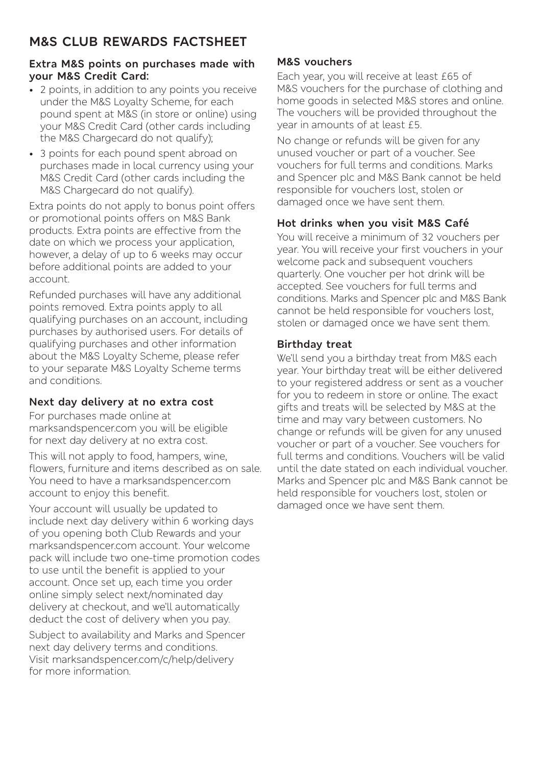# M&S CLUB REWARDS FACTSHEET

### Extra M&S points on purchases made with your M&S Credit Card:

- 2 points, in addition to any points you receive under the M&S Loyalty Scheme, for each pound spent at M&S (in store or online) using your M&S Credit Card (other cards including the M&S Chargecard do not qualify);
- 3 points for each pound spent abroad on purchases made in local currency using your M&S Credit Card (other cards including the M&S Chargecard do not qualify).

Extra points do not apply to bonus point offers or promotional points offers on M&S Bank products. Extra points are effective from the date on which we process your application, however, a delay of up to 6 weeks may occur before additional points are added to your account.

Refunded purchases will have any additional points removed. Extra points apply to all qualifying purchases on an account, including purchases by authorised users. For details of qualifying purchases and other information about the M&S Loyalty Scheme, please refer to your separate M&S Loyalty Scheme terms and conditions.

### Next day delivery at no extra cost

For purchases made online at marksandspencer.com you will be eligible for next day delivery at no extra cost.

This will not apply to food, hampers, wine, flowers, furniture and items described as on sale. You need to have a marksandspencer.com account to enjoy this benefit.

Your account will usually be updated to include next day delivery within 6 working days of you opening both Club Rewards and your marksandspencer.com account. Your welcome pack will include two one-time promotion codes to use until the benefit is applied to your account. Once set up, each time you order online simply select next/nominated day delivery at checkout, and we'll automatically deduct the cost of delivery when you pay.

Subject to availability and Marks and Spencer next day delivery terms and conditions. Visit marksandspencer.com/c/help/delivery for more information.

### M&S vouchers

Each year, you will receive at least £65 of M&S vouchers for the purchase of clothing and home goods in selected M&S stores and online. The vouchers will be provided throughout the year in amounts of at least £5.

No change or refunds will be given for any unused voucher or part of a voucher. See vouchers for full terms and conditions. Marks and Spencer plc and M&S Bank cannot be held responsible for vouchers lost, stolen or damaged once we have sent them.

### Hot drinks when you visit M&S Café

You will receive a minimum of 32 vouchers per year. You will receive your first vouchers in your welcome pack and subsequent vouchers quarterly. One voucher per hot drink will be accepted. See vouchers for full terms and conditions. Marks and Spencer plc and M&S Bank cannot be held responsible for vouchers lost, stolen or damaged once we have sent them.

### Birthday treat

We'll send you a birthday treat from M&S each year. Your birthday treat will be either delivered to your registered address or sent as a voucher for you to redeem in store or online. The exact gifts and treats will be selected by M&S at the time and may vary between customers. No change or refunds will be given for any unused voucher or part of a voucher. See vouchers for full terms and conditions. Vouchers will be valid until the date stated on each individual voucher. Marks and Spencer plc and M&S Bank cannot be held responsible for vouchers lost, stolen or damaged once we have sent them.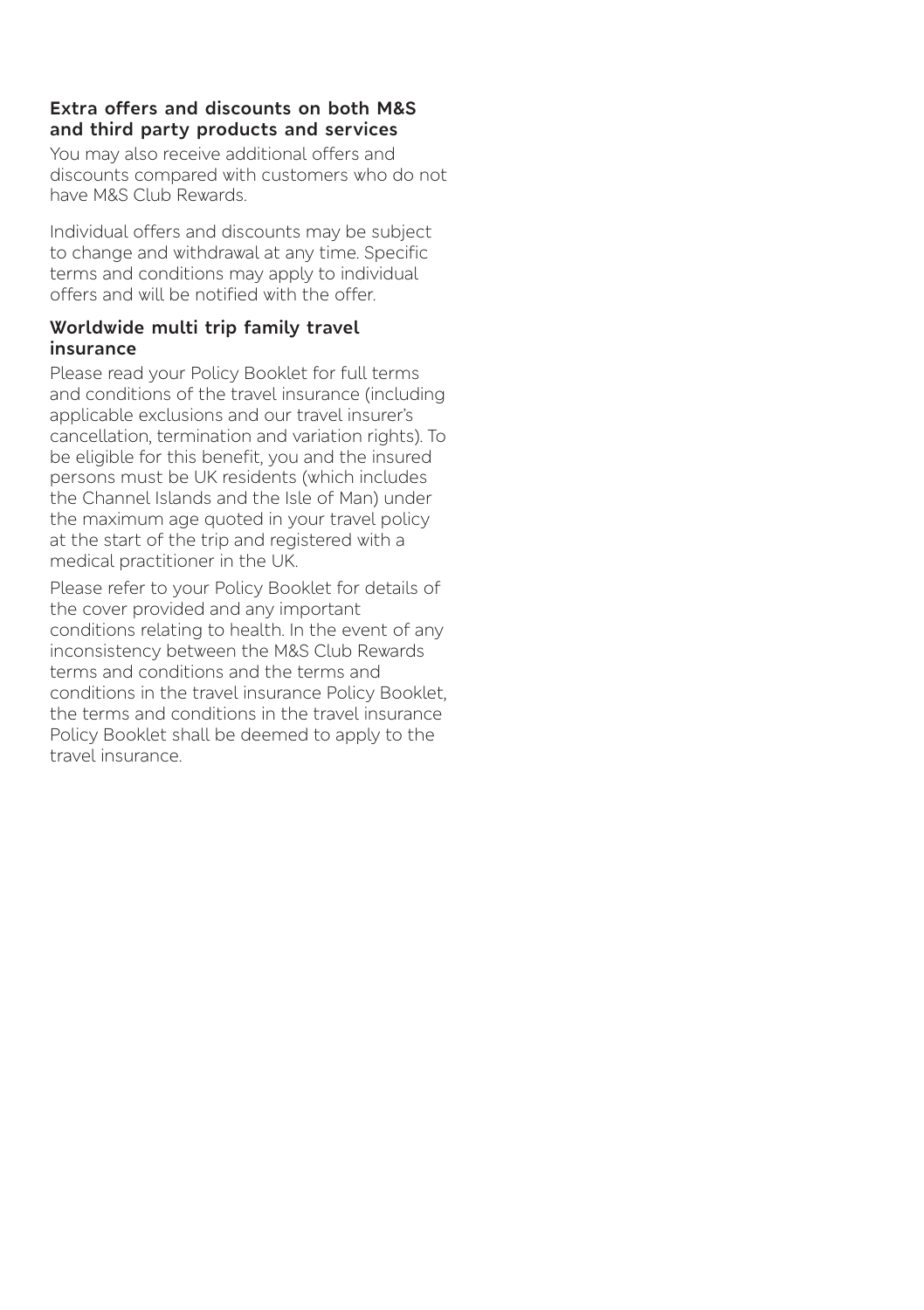### Extra offers and discounts on both M&S and third party products and services

You may also receive additional offers and discounts compared with customers who do not have M&S Club Rewards.

Individual offers and discounts may be subject to change and withdrawal at any time. Specific terms and conditions may apply to individual offers and will be notified with the offer.

### Worldwide multi trip family travel insurance

Please read your Policy Booklet for full terms and conditions of the travel insurance (including applicable exclusions and our travel insurer's cancellation, termination and variation rights). To be eligible for this benefit, you and the insured persons must be UK residents (which includes the Channel Islands and the Isle of Man) under the maximum age quoted in your travel policy at the start of the trip and registered with a medical practitioner in the UK.

Please refer to your Policy Booklet for details of the cover provided and any important conditions relating to health. In the event of any inconsistency between the M&S Club Rewards terms and conditions and the terms and conditions in the travel insurance Policy Booklet, the terms and conditions in the travel insurance Policy Booklet shall be deemed to apply to the travel insurance.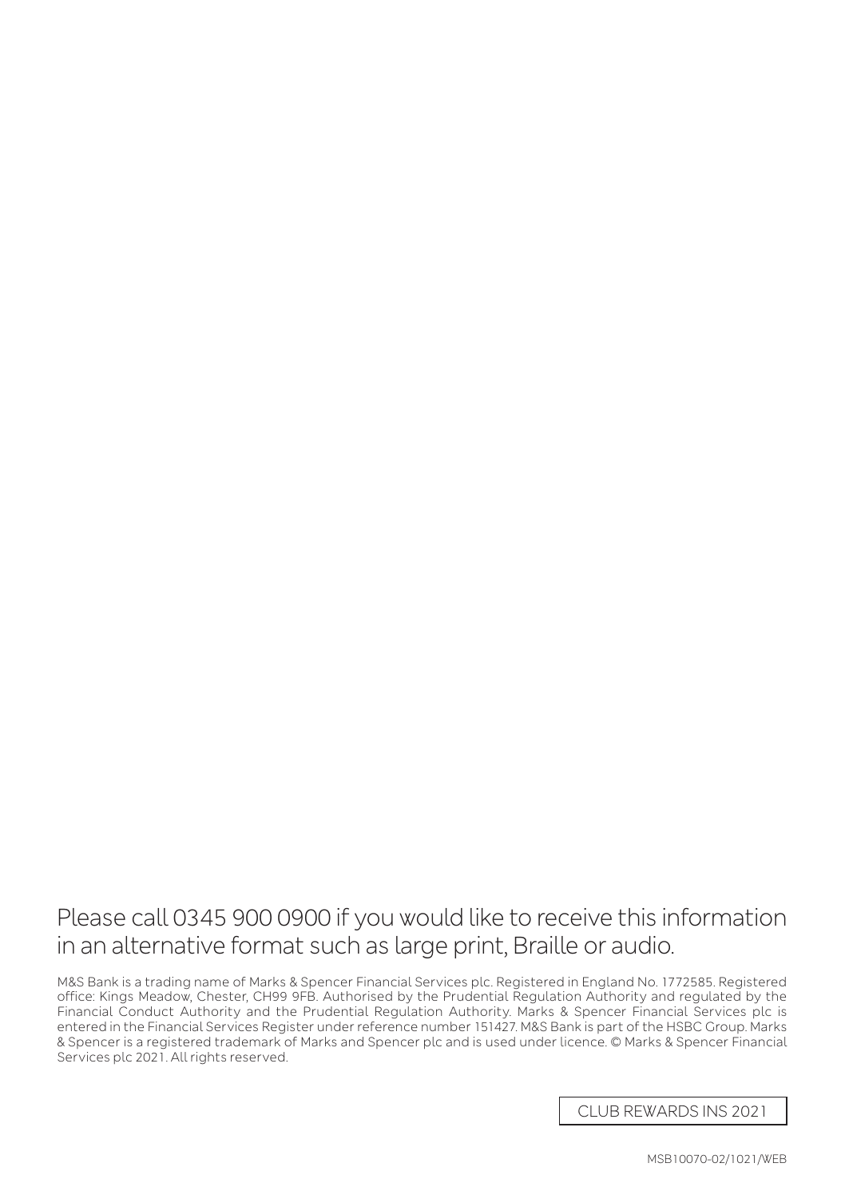Please call 0345 900 0900 if you would like to receive this information in an alternative format such as large print, Braille or audio.

M&S Bank is a trading name of Marks & Spencer Financial Services plc. Registered in England No. 1772585. Registered office: Kings Meadow, Chester, CH99 9FB. Authorised by the Prudential Regulation Authority and regulated by the Financial Conduct Authority and the Prudential Regulation Authority. Marks & Spencer Financial Services plc is entered in the Financial Services Register under reference number 151427. M&S Bank is part of the HSBC Group. Marks & Spencer is a registered trademark of Marks and Spencer plc and is used under licence. © Marks & Spencer Financial Services plc 2021. All rights reserved.

CLUB REWARDS INS 2021

MSB10070-02/1021/WEB